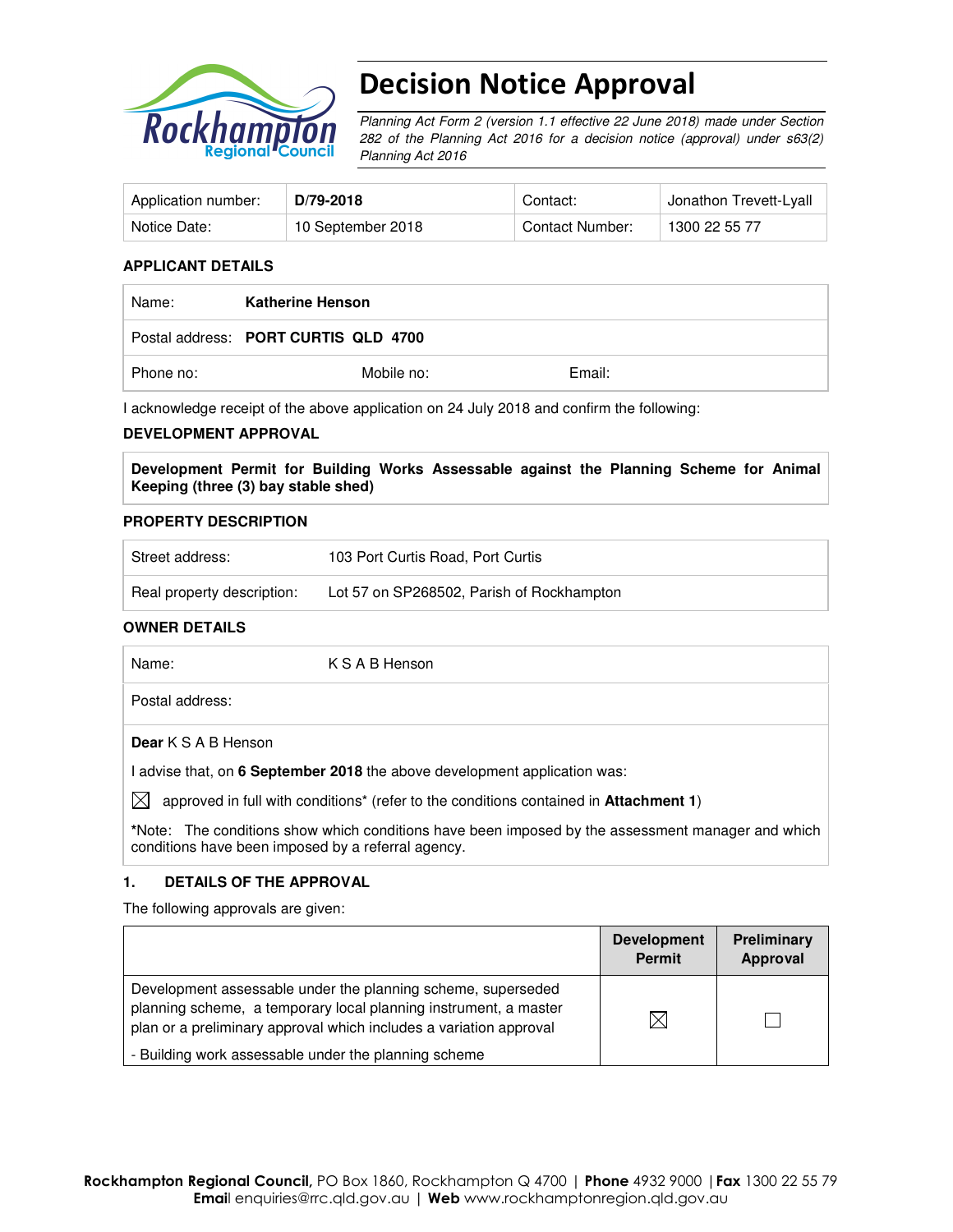# Decision Notice Approval

*Planning Act Form 2 (version 1.1 effective 22 June 2018) made under Section 282 of the Planning Act 2016 for a decision notice (approval) under s63(2) Planning Act 2016*

| Application number: | **D/79-2018** | Contact: | Jonathon Trevett-Lyall |
|---|---|---|---|
| Notice Date: | 10 September 2018 | Contact Number: | 1300 22 55 77 |

### APPLICANT DETAILS

| Name: | **Katherine Henson** | |
|---|---|---|
| Postal address: | **PORT CURTIS QLD 4700** | |
| Phone no: | Mobile no: | Email: |

I acknowledge receipt of the above application on 24 July 2018 and confirm the following:

### DEVELOPMENT APPROVAL

**Development Permit for Building Works Assessable against the Planning Scheme for Animal Keeping (three (3) bay stable shed)**

### PROPERTY DESCRIPTION

| Street address: | 103 Port Curtis Road, Port Curtis |
|---|---|
| Real property description: | Lot 57 on SP268502, Parish of Rockhampton |

### OWNER DETAILS

| Name: | K S A B Henson |
|---|---|
| Postal address: | |

**Dear** K S A B Henson

I advise that, on **6 September 2018** the above development application was:

☒ approved in full with conditions* (refer to the conditions contained in **Attachment 1**)

*Note: The conditions show which conditions have been imposed by the assessment manager and which conditions have been imposed by a referral agency.

### 1. DETAILS OF THE APPROVAL

The following approvals are given:

| | Development Permit | Preliminary Approval |
|---|---|---|
| Development assessable under the planning scheme, superseded planning scheme, a temporary local planning instrument, a master plan or a preliminary approval which includes a variation approval<br>- Building work assessable under the planning scheme | ☒ | ☐ |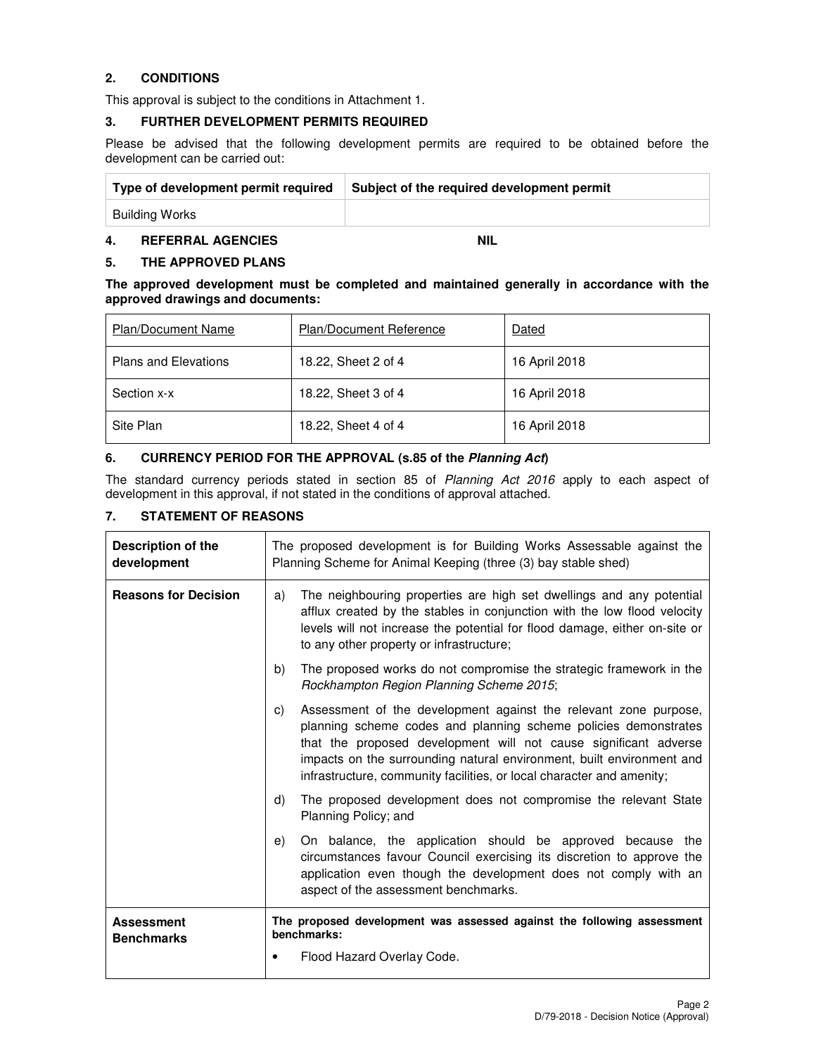## 2. CONDITIONS

This approval is subject to the conditions in Attachment 1.

## 3. FURTHER DEVELOPMENT PERMITS REQUIRED

Please be advised that the following development permits are required to be obtained before the development can be carried out:

| Type of development permit required | Subject of the required development permit |
|---|---|
| Building Works | |

## 4. REFERRAL AGENCIES NIL

## 5. THE APPROVED PLANS

**The approved development must be completed and maintained generally in accordance with the approved drawings and documents:**

| Plan/Document Name | Plan/Document Reference | Dated |
|---|---|---|
| Plans and Elevations | 18.22, Sheet 2 of 4 | 16 April 2018 |
| Section x-x | 18.22, Sheet 3 of 4 | 16 April 2018 |
| Site Plan | 18.22, Sheet 4 of 4 | 16 April 2018 |

## 6. CURRENCY PERIOD FOR THE APPROVAL (s.85 of the *Planning Act*)

The standard currency periods stated in section 85 of *Planning Act 2016* apply to each aspect of development in this approval, if not stated in the conditions of approval attached.

## 7. STATEMENT OF REASONS

| | |
|---|---|
| **Description of the development** | The proposed development is for Building Works Assessable against the Planning Scheme for Animal Keeping (three (3) bay stable shed) |
| **Reasons for Decision** | a) The neighbouring properties are high set dwellings and any potential afflux created by the stables in conjunction with the low flood velocity levels will not increase the potential for flood damage, either on-site or to any other property or infrastructure;<br>b) The proposed works do not compromise the strategic framework in the *Rockhampton Region Planning Scheme 2015*;<br>c) Assessment of the development against the relevant zone purpose, planning scheme codes and planning scheme policies demonstrates that the proposed development will not cause significant adverse impacts on the surrounding natural environment, built environment and infrastructure, community facilities, or local character and amenity;<br>d) The proposed development does not compromise the relevant State Planning Policy; and<br>e) On balance, the application should be approved because the circumstances favour Council exercising its discretion to approve the application even though the development does not comply with an aspect of the assessment benchmarks. |
| **Assessment Benchmarks** | **The proposed development was assessed against the following assessment benchmarks:**<br>• Flood Hazard Overlay Code. |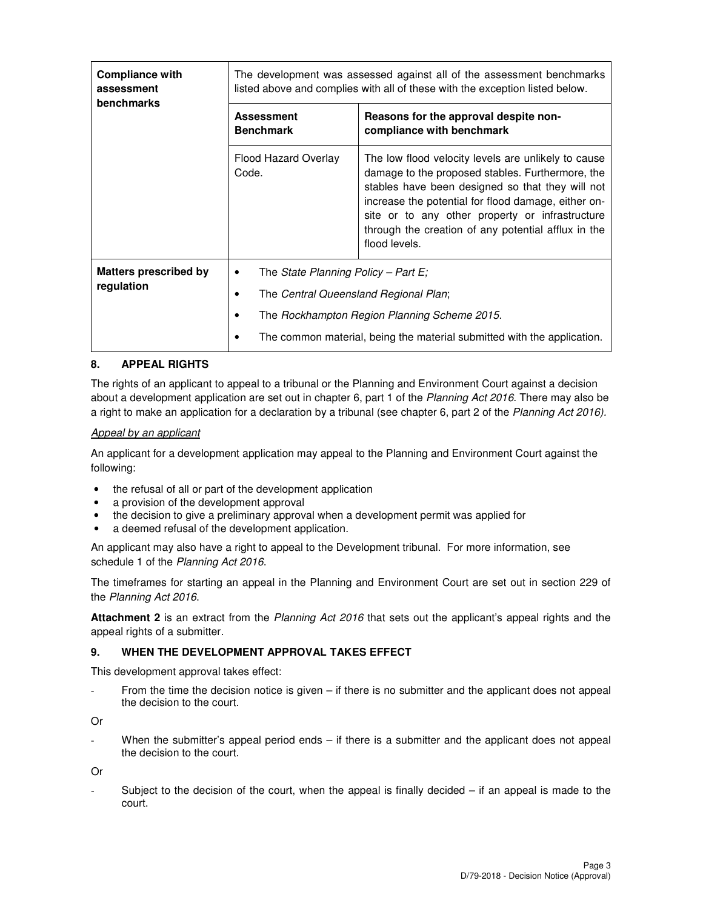| | | |
|---|---|---|
| **Compliance with assessment benchmarks** | The development was assessed against all of the assessment benchmarks listed above and complies with all of these with the exception listed below. | |
| | **Assessment Benchmark** | **Reasons for the approval despite non-compliance with benchmark** |
| | Flood Hazard Overlay Code. | The low flood velocity levels are unlikely to cause damage to the proposed stables. Furthermore, the stables have been designed so that they will not increase the potential for flood damage, either on-site or to any other property or infrastructure through the creation of any potential afflux in the flood levels. |
| **Matters prescribed by regulation** | • The *State Planning Policy – Part E;*<br>• The *Central Queensland Regional Plan*;<br>• The *Rockhampton Region Planning Scheme 2015*.<br>• The common material, being the material submitted with the application. | |

## 8. APPEAL RIGHTS

The rights of an applicant to appeal to a tribunal or the Planning and Environment Court against a decision about a development application are set out in chapter 6, part 1 of the *Planning Act 2016*. There may also be a right to make an application for a declaration by a tribunal (see chapter 6, part 2 of the *Planning Act 2016).*

*Appeal by an applicant*

An applicant for a development application may appeal to the Planning and Environment Court against the following:

- the refusal of all or part of the development application
- a provision of the development approval
- the decision to give a preliminary approval when a development permit was applied for
- a deemed refusal of the development application.

An applicant may also have a right to appeal to the Development tribunal. For more information, see schedule 1 of the *Planning Act 2016*.

The timeframes for starting an appeal in the Planning and Environment Court are set out in section 229 of the *Planning Act 2016*.

**Attachment 2** is an extract from the *Planning Act 2016* that sets out the applicant's appeal rights and the appeal rights of a submitter.

## 9. WHEN THE DEVELOPMENT APPROVAL TAKES EFFECT

This development approval takes effect:

- From the time the decision notice is given – if there is no submitter and the applicant does not appeal the decision to the court.

Or

- When the submitter's appeal period ends – if there is a submitter and the applicant does not appeal the decision to the court.

Or

- Subject to the decision of the court, when the appeal is finally decided – if an appeal is made to the court.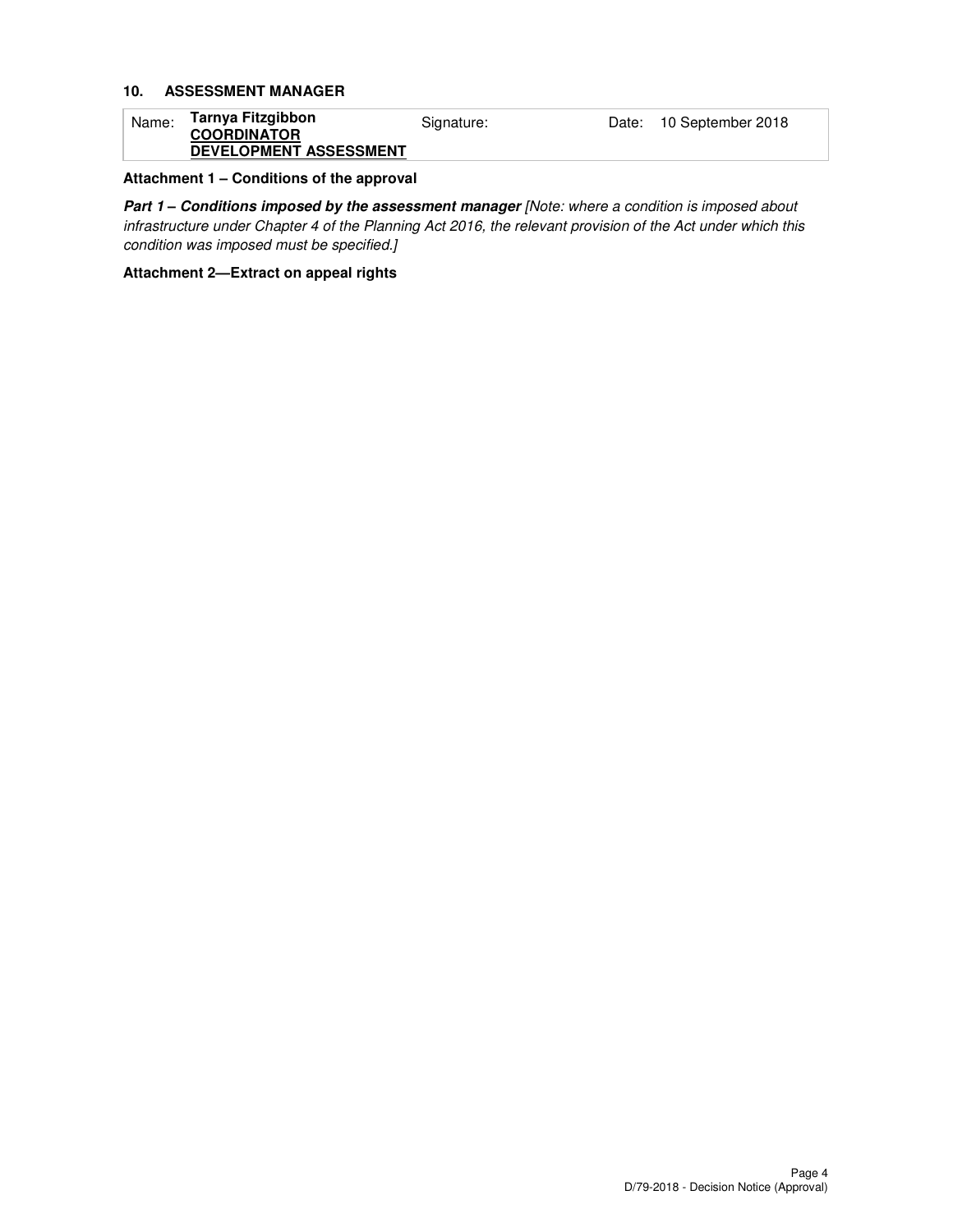## 10. ASSESSMENT MANAGER

| Name: | **Tarnya Fitzgibbon** **COORDINATOR** **DEVELOPMENT ASSESSMENT** | Signature: | | Date: | 10 September 2018 |
|---|---|---|---|---|---|

**Attachment 1 – Conditions of the approval**

***Part 1 – Conditions imposed by the assessment manager*** *[Note: where a condition is imposed about infrastructure under Chapter 4 of the Planning Act 2016, the relevant provision of the Act under which this condition was imposed must be specified.]*

**Attachment 2—Extract on appeal rights**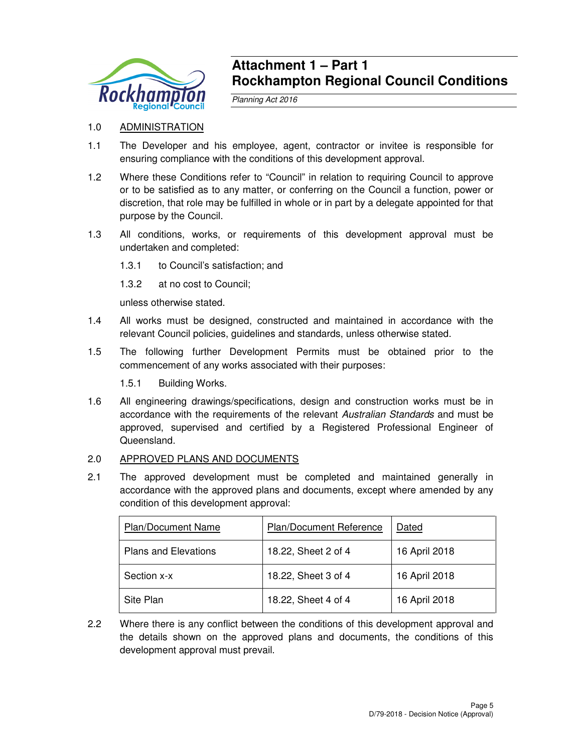# Attachment 1 – Part 1
# Rockhampton Regional Council Conditions

*Planning Act 2016*

1.0 ADMINISTRATION

1.1 The Developer and his employee, agent, contractor or invitee is responsible for ensuring compliance with the conditions of this development approval.

1.2 Where these Conditions refer to "Council" in relation to requiring Council to approve or to be satisfied as to any matter, or conferring on the Council a function, power or discretion, that role may be fulfilled in whole or in part by a delegate appointed for that purpose by the Council.

1.3 All conditions, works, or requirements of this development approval must be undertaken and completed:

1.3.1 to Council's satisfaction; and

1.3.2 at no cost to Council;

unless otherwise stated.

1.4 All works must be designed, constructed and maintained in accordance with the relevant Council policies, guidelines and standards, unless otherwise stated.

1.5 The following further Development Permits must be obtained prior to the commencement of any works associated with their purposes:

1.5.1 Building Works.

1.6 All engineering drawings/specifications, design and construction works must be in accordance with the requirements of the relevant *Australian Standards* and must be approved, supervised and certified by a Registered Professional Engineer of Queensland.

2.0 APPROVED PLANS AND DOCUMENTS

2.1 The approved development must be completed and maintained generally in accordance with the approved plans and documents, except where amended by any condition of this development approval:

| Plan/Document Name | Plan/Document Reference | Dated |
|---|---|---|
| Plans and Elevations | 18.22, Sheet 2 of 4 | 16 April 2018 |
| Section x-x | 18.22, Sheet 3 of 4 | 16 April 2018 |
| Site Plan | 18.22, Sheet 4 of 4 | 16 April 2018 |

2.2 Where there is any conflict between the conditions of this development approval and the details shown on the approved plans and documents, the conditions of this development approval must prevail.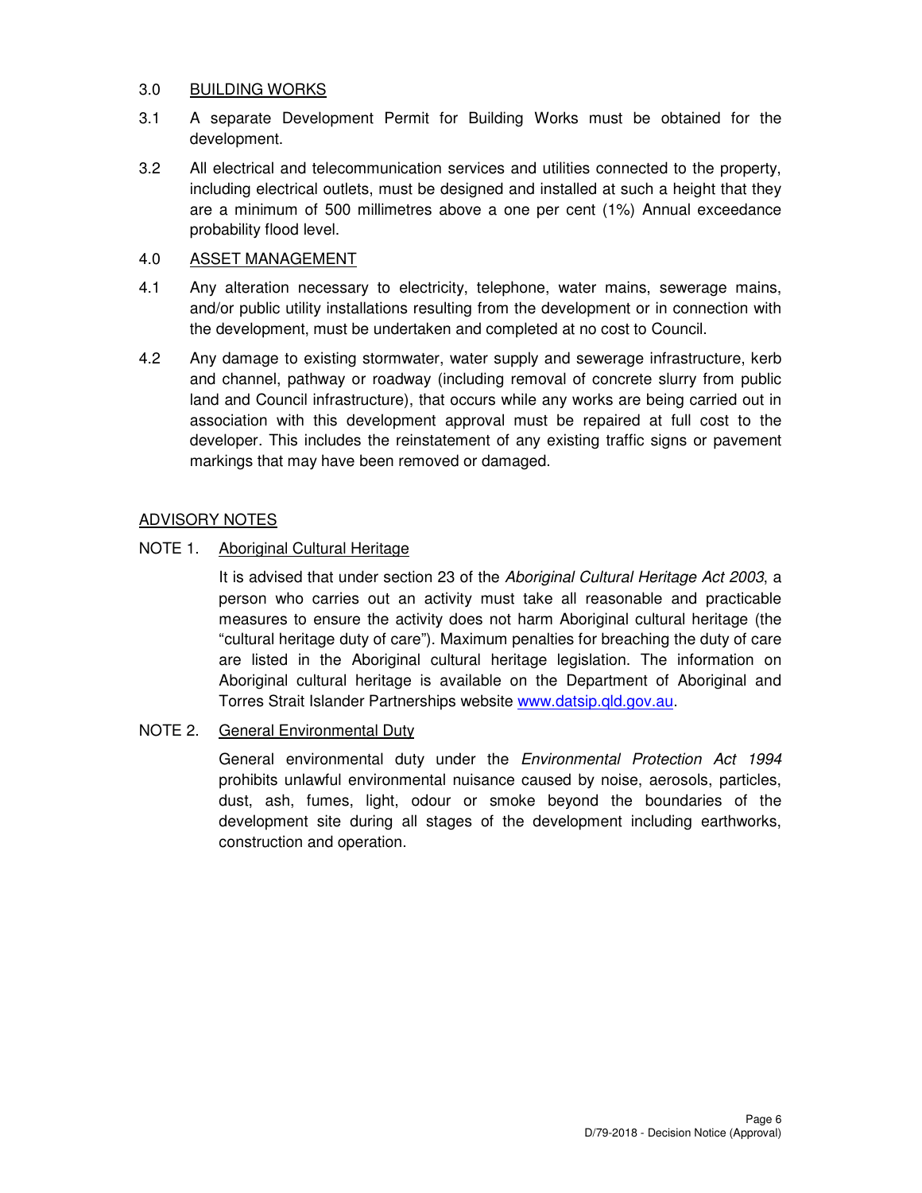## 3.0 BUILDING WORKS

3.1 A separate Development Permit for Building Works must be obtained for the development.

3.2 All electrical and telecommunication services and utilities connected to the property, including electrical outlets, must be designed and installed at such a height that they are a minimum of 500 millimetres above a one per cent (1%) Annual exceedance probability flood level.

## 4.0 ASSET MANAGEMENT

4.1 Any alteration necessary to electricity, telephone, water mains, sewerage mains, and/or public utility installations resulting from the development or in connection with the development, must be undertaken and completed at no cost to Council.

4.2 Any damage to existing stormwater, water supply and sewerage infrastructure, kerb and channel, pathway or roadway (including removal of concrete slurry from public land and Council infrastructure), that occurs while any works are being carried out in association with this development approval must be repaired at full cost to the developer. This includes the reinstatement of any existing traffic signs or pavement markings that may have been removed or damaged.

## ADVISORY NOTES

### NOTE 1. Aboriginal Cultural Heritage

It is advised that under section 23 of the *Aboriginal Cultural Heritage Act 2003*, a person who carries out an activity must take all reasonable and practicable measures to ensure the activity does not harm Aboriginal cultural heritage (the "cultural heritage duty of care"). Maximum penalties for breaching the duty of care are listed in the Aboriginal cultural heritage legislation. The information on Aboriginal cultural heritage is available on the Department of Aboriginal and Torres Strait Islander Partnerships website www.datsip.qld.gov.au.

### NOTE 2. General Environmental Duty

General environmental duty under the *Environmental Protection Act 1994* prohibits unlawful environmental nuisance caused by noise, aerosols, particles, dust, ash, fumes, light, odour or smoke beyond the boundaries of the development site during all stages of the development including earthworks, construction and operation.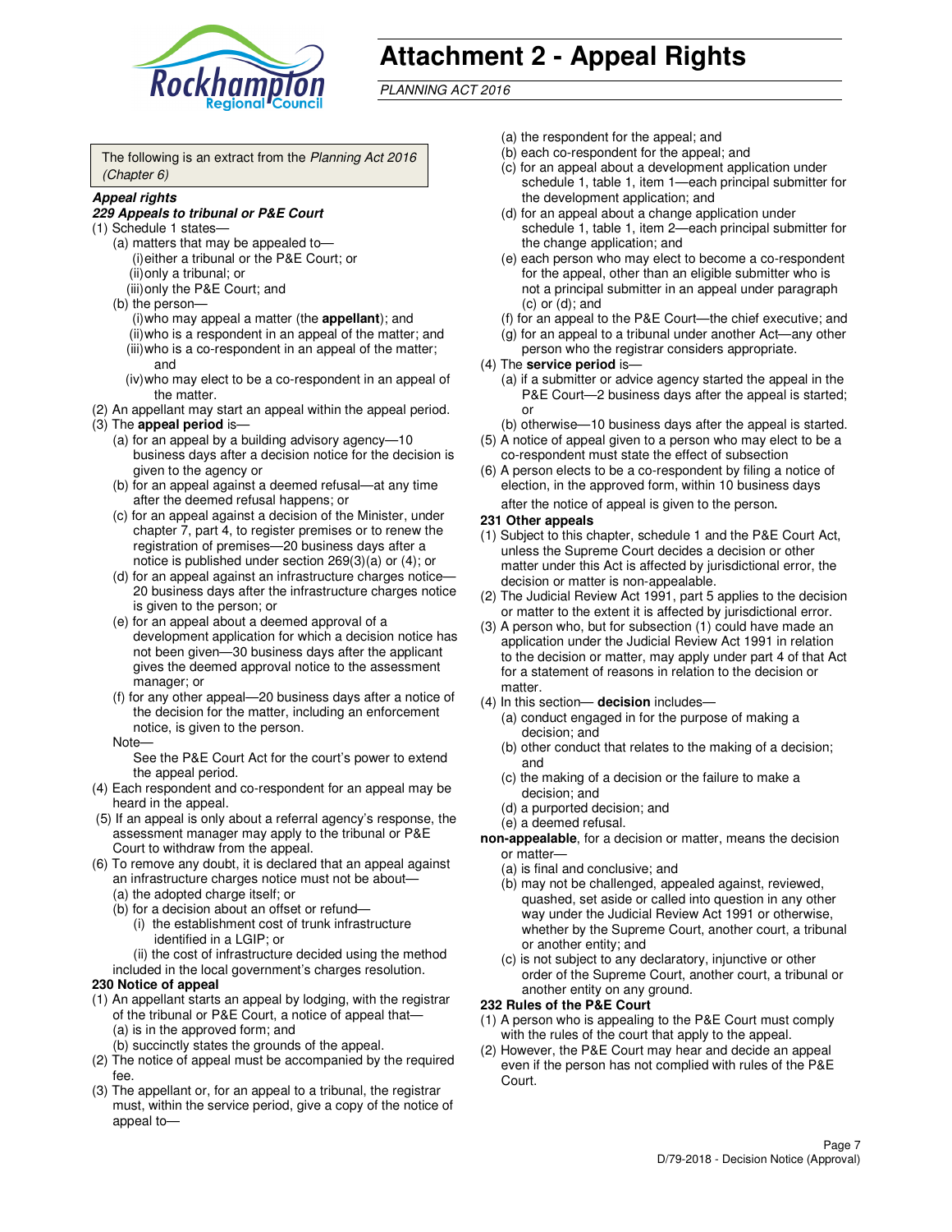# Attachment 2 - Appeal Rights

*PLANNING ACT 2016*

The following is an extract from the *Planning Act 2016 (Chapter 6)*

***Appeal rights***

***229 Appeals to tribunal or P&E Court***

(1) Schedule 1 states—
- (a) matters that may be appealed to—
  - (i) either a tribunal or the P&E Court; or
  - (ii) only a tribunal; or
  - (iii) only the P&E Court; and
- (b) the person—
  - (i) who may appeal a matter (the **appellant**); and
  - (ii) who is a respondent in an appeal of the matter; and
  - (iii) who is a co-respondent in an appeal of the matter; and
  - (iv) who may elect to be a co-respondent in an appeal of the matter.

(2) An appellant may start an appeal within the appeal period.

(3) The **appeal period** is—
- (a) for an appeal by a building advisory agency—10 business days after a decision notice for the decision is given to the agency or
- (b) for an appeal against a deemed refusal—at any time after the deemed refusal happens; or
- (c) for an appeal against a decision of the Minister, under chapter 7, part 4, to register premises or to renew the registration of premises—20 business days after a notice is published under section 269(3)(a) or (4); or
- (d) for an appeal against an infrastructure charges notice—20 business days after the infrastructure charges notice is given to the person; or
- (e) for an appeal about a deemed approval of a development application for which a decision notice has not been given—30 business days after the applicant gives the deemed approval notice to the assessment manager; or
- (f) for any other appeal—20 business days after a notice of the decision for the matter, including an enforcement notice, is given to the person.

Note—

See the P&E Court Act for the court's power to extend the appeal period.

(4) Each respondent and co-respondent for an appeal may be heard in the appeal.

(5) If an appeal is only about a referral agency's response, the assessment manager may apply to the tribunal or P&E Court to withdraw from the appeal.

(6) To remove any doubt, it is declared that an appeal against an infrastructure charges notice must not be about—
- (a) the adopted charge itself; or
- (b) for a decision about an offset or refund—
  - (i) the establishment cost of trunk infrastructure identified in a LGIP; or
  - (ii) the cost of infrastructure decided using the method included in the local government's charges resolution.

**230 Notice of appeal**

(1) An appellant starts an appeal by lodging, with the registrar of the tribunal or P&E Court, a notice of appeal that—
- (a) is in the approved form; and
- (b) succinctly states the grounds of the appeal.

(2) The notice of appeal must be accompanied by the required fee.

(3) The appellant or, for an appeal to a tribunal, the registrar must, within the service period, give a copy of the notice of appeal to—
- (a) the respondent for the appeal; and
- (b) each co-respondent for the appeal; and
- (c) for an appeal about a development application under schedule 1, table 1, item 1—each principal submitter for the development application; and
- (d) for an appeal about a change application under schedule 1, table 1, item 2—each principal submitter for the change application; and
- (e) each person who may elect to become a co-respondent for the appeal, other than an eligible submitter who is not a principal submitter in an appeal under paragraph (c) or (d); and
- (f) for an appeal to the P&E Court—the chief executive; and
- (g) for an appeal to a tribunal under another Act—any other person who the registrar considers appropriate.

(4) The **service period** is—
- (a) if a submitter or advice agency started the appeal in the P&E Court—2 business days after the appeal is started; or
- (b) otherwise—10 business days after the appeal is started.

(5) A notice of appeal given to a person who may elect to be a co-respondent must state the effect of subsection

(6) A person elects to be a co-respondent by filing a notice of election, in the approved form, within 10 business days after the notice of appeal is given to the person.

**231 Other appeals**

(1) Subject to this chapter, schedule 1 and the P&E Court Act, unless the Supreme Court decides a decision or other matter under this Act is affected by jurisdictional error, the decision or matter is non-appealable.

(2) The Judicial Review Act 1991, part 5 applies to the decision or matter to the extent it is affected by jurisdictional error.

(3) A person who, but for subsection (1) could have made an application under the Judicial Review Act 1991 in relation to the decision or matter, may apply under part 4 of that Act for a statement of reasons in relation to the decision or matter.

(4) In this section— **decision** includes—
- (a) conduct engaged in for the purpose of making a decision; and
- (b) other conduct that relates to the making of a decision; and
- (c) the making of a decision or the failure to make a decision; and
- (d) a purported decision; and
- (e) a deemed refusal.

**non-appealable**, for a decision or matter, means the decision or matter—
- (a) is final and conclusive; and
- (b) may not be challenged, appealed against, reviewed, quashed, set aside or called into question in any other way under the Judicial Review Act 1991 or otherwise, whether by the Supreme Court, another court, a tribunal or another entity; and
- (c) is not subject to any declaratory, injunctive or other order of the Supreme Court, another court, a tribunal or another entity on any ground.

**232 Rules of the P&E Court**

(1) A person who is appealing to the P&E Court must comply with the rules of the court that apply to the appeal.

(2) However, the P&E Court may hear and decide an appeal even if the person has not complied with rules of the P&E Court.

D/79-2018 - Decision Notice (Approval)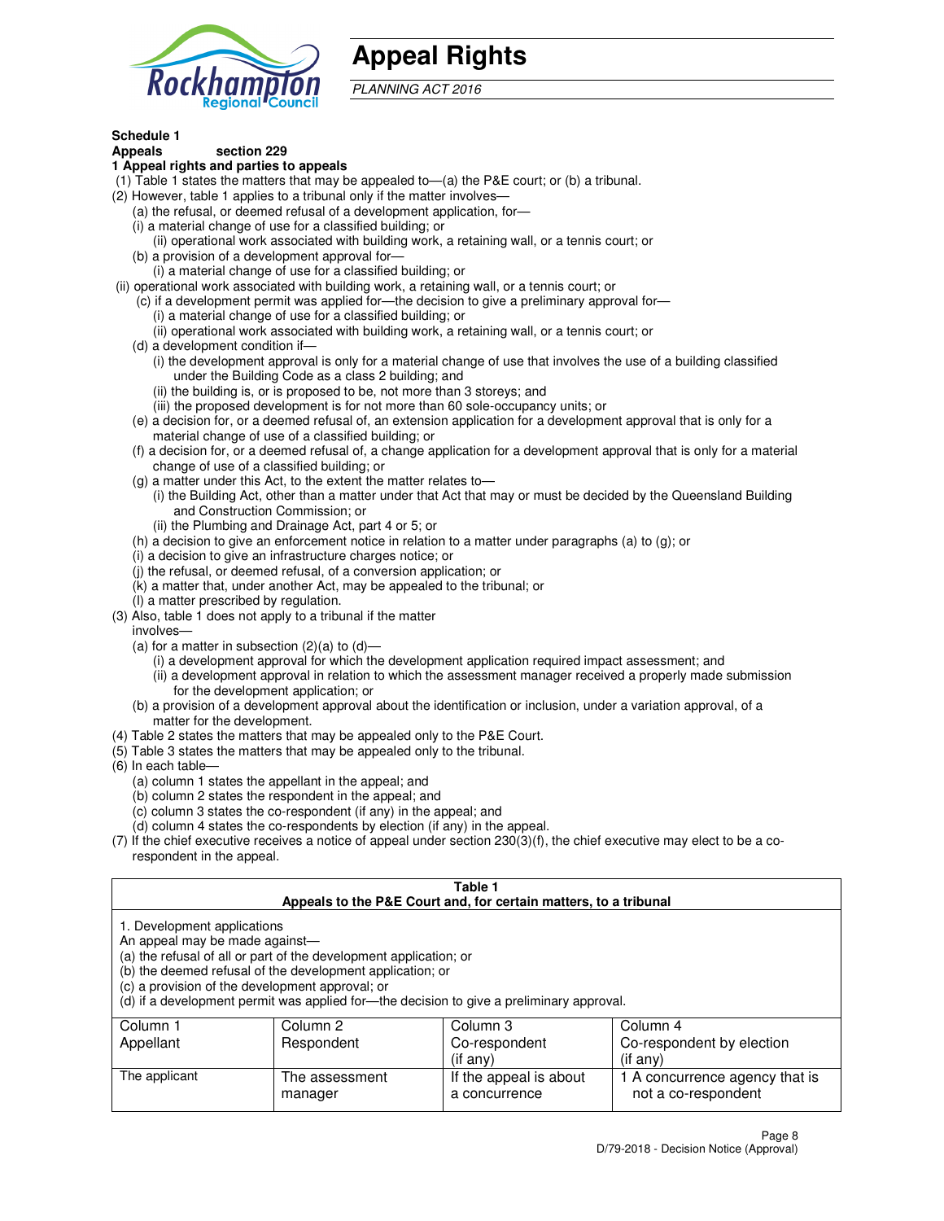# Appeal Rights

*PLANNING ACT 2016*

**Schedule 1**
**Appeals section 229**
**1 Appeal rights and parties to appeals**

(1) Table 1 states the matters that may be appealed to—(a) the P&E court; or (b) a tribunal.

(2) However, table 1 applies to a tribunal only if the matter involves—

(a) the refusal, or deemed refusal of a development application, for—

(i) a material change of use for a classified building; or

(ii) operational work associated with building work, a retaining wall, or a tennis court; or

(b) a provision of a development approval for—

(i) a material change of use for a classified building; or

(ii) operational work associated with building work, a retaining wall, or a tennis court; or

(c) if a development permit was applied for—the decision to give a preliminary approval for—

(i) a material change of use for a classified building; or

(ii) operational work associated with building work, a retaining wall, or a tennis court; or

(d) a development condition if—

(i) the development approval is only for a material change of use that involves the use of a building classified under the Building Code as a class 2 building; and

(ii) the building is, or is proposed to be, not more than 3 storeys; and

(iii) the proposed development is for not more than 60 sole-occupancy units; or

(e) a decision for, or a deemed refusal of, an extension application for a development approval that is only for a material change of use of a classified building; or

(f) a decision for, or a deemed refusal of, a change application for a development approval that is only for a material change of use of a classified building; or

(g) a matter under this Act, to the extent the matter relates to—

(i) the Building Act, other than a matter under that Act that may or must be decided by the Queensland Building and Construction Commission; or

(ii) the Plumbing and Drainage Act, part 4 or 5; or

(h) a decision to give an enforcement notice in relation to a matter under paragraphs (a) to (g); or

(i) a decision to give an infrastructure charges notice; or

(j) the refusal, or deemed refusal, of a conversion application; or

(k) a matter that, under another Act, may be appealed to the tribunal; or

(l) a matter prescribed by regulation.

(3) Also, table 1 does not apply to a tribunal if the matter involves—

(a) for a matter in subsection (2)(a) to (d)—

(i) a development approval for which the development application required impact assessment; and

(ii) a development approval in relation to which the assessment manager received a properly made submission for the development application; or

(b) a provision of a development approval about the identification or inclusion, under a variation approval, of a matter for the development.

(4) Table 2 states the matters that may be appealed only to the P&E Court.

(5) Table 3 states the matters that may be appealed only to the tribunal.

(6) In each table—

(a) column 1 states the appellant in the appeal; and

(b) column 2 states the respondent in the appeal; and

(c) column 3 states the co-respondent (if any) in the appeal; and

(d) column 4 states the co-respondents by election (if any) in the appeal.

(7) If the chief executive receives a notice of appeal under section 230(3)(f), the chief executive may elect to be a co-respondent in the appeal.

**Table 1**
**Appeals to the P&E Court and, for certain matters, to a tribunal**

1. Development applications
An appeal may be made against—
(a) the refusal of all or part of the development application; or
(b) the deemed refusal of the development application; or
(c) a provision of the development approval; or
(d) if a development permit was applied for—the decision to give a preliminary approval.

| Column 1<br>Appellant | Column 2<br>Respondent | Column 3<br>Co-respondent<br>(if any) | Column 4<br>Co-respondent by election<br>(if any) |
|---|---|---|---|
| The applicant | The assessment manager | If the appeal is about a concurrence | 1 A concurrence agency that is not a co-respondent |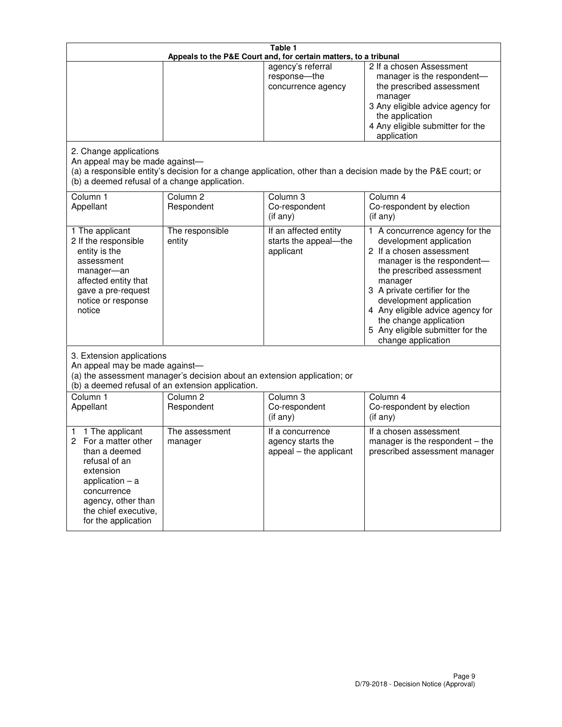**Table 1**
**Appeals to the P&E Court and, for certain matters, to a tribunal**

| | | | |
|---|---|---|---|
| | | agency's referral response—the concurrence agency | 2 If a chosen Assessment manager is the respondent—the prescribed assessment manager<br>3 Any eligible advice agency for the application<br>4 Any eligible submitter for the application |

2. Change applications
An appeal may be made against—
(a) a responsible entity's decision for a change application, other than a decision made by the P&E court; or
(b) a deemed refusal of a change application.

| Column 1<br>Appellant | Column 2<br>Respondent | Column 3<br>Co-respondent<br>(if any) | Column 4<br>Co-respondent by election<br>(if any) |
|---|---|---|---|
| 1 The applicant<br>2 If the responsible entity is the assessment manager—an affected entity that gave a pre-request notice or response notice | The responsible entity | If an affected entity starts the appeal—the applicant | 1 A concurrence agency for the development application<br>2 If a chosen assessment manager is the respondent—the prescribed assessment manager<br>3 A private certifier for the development application<br>4 Any eligible advice agency for the change application<br>5 Any eligible submitter for the change application |

3. Extension applications
An appeal may be made against—
(a) the assessment manager's decision about an extension application; or
(b) a deemed refusal of an extension application.

| Column 1<br>Appellant | Column 2<br>Respondent | Column 3<br>Co-respondent<br>(if any) | Column 4<br>Co-respondent by election<br>(if any) |
|---|---|---|---|
| 1 1 The applicant<br>2 For a matter other than a deemed refusal of an extension application – a concurrence agency, other than the chief executive, for the application | The assessment manager | If a concurrence agency starts the appeal – the applicant | If a chosen assessment manager is the respondent – the prescribed assessment manager |

D/79-2018 - Decision Notice (Approval)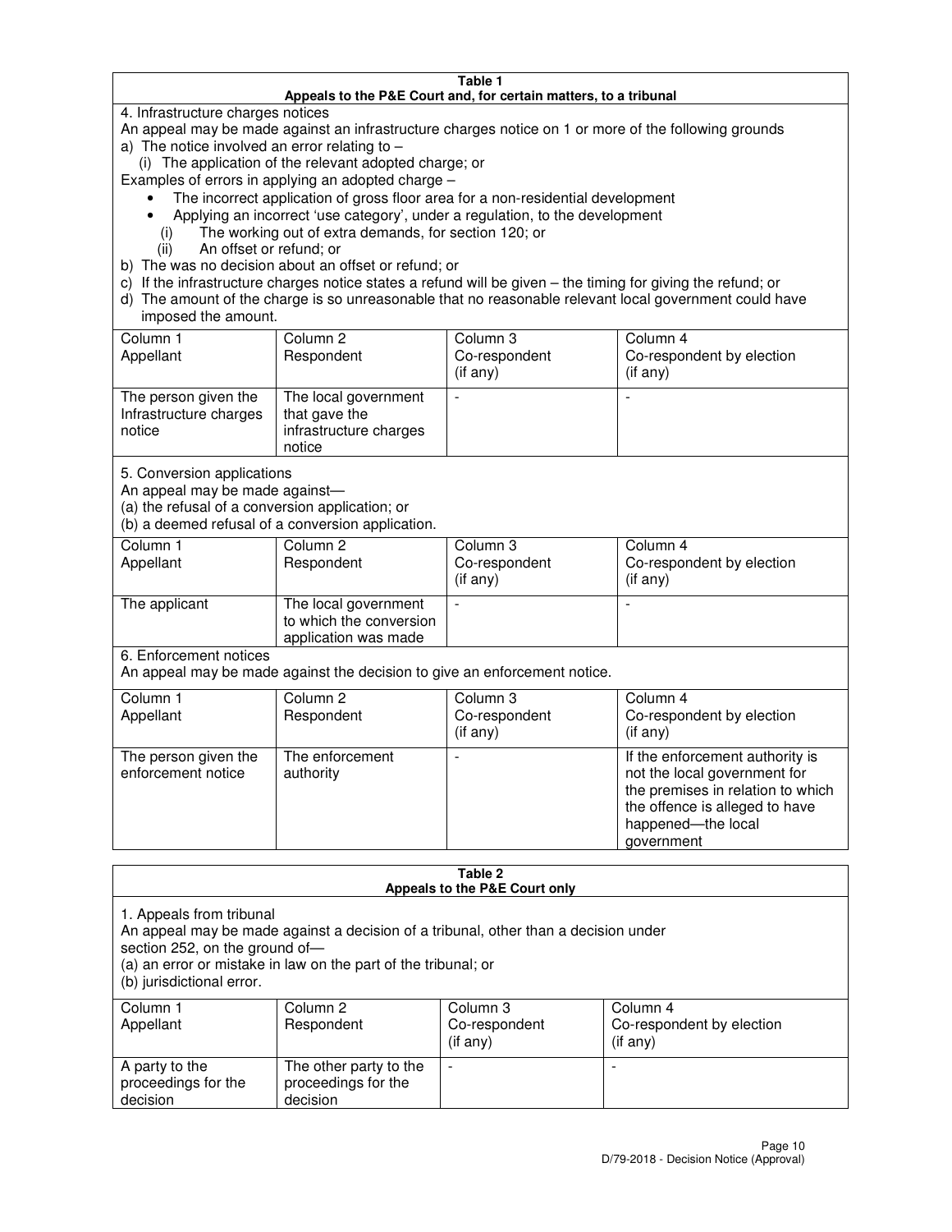**Table 1**
**Appeals to the P&E Court and, for certain matters, to a tribunal**

4. Infrastructure charges notices

An appeal may be made against an infrastructure charges notice on 1 or more of the following grounds

a) The notice involved an error relating to –
   (i) The application of the relevant adopted charge; or

Examples of errors in applying an adopted charge –

- The incorrect application of gross floor area for a non-residential development
- Applying an incorrect 'use category', under a regulation, to the development
   (i) The working out of extra demands, for section 120; or
   (ii) An offset or refund; or

b) The was no decision about an offset or refund; or
c) If the infrastructure charges notice states a refund will be given – the timing for giving the refund; or
d) The amount of the charge is so unreasonable that no reasonable relevant local government could have imposed the amount.

| Column 1<br>Appellant | Column 2<br>Respondent | Column 3<br>Co-respondent<br>(if any) | Column 4<br>Co-respondent by election<br>(if any) |
|---|---|---|---|
| The person given the Infrastructure charges notice | The local government that gave the infrastructure charges notice | - | - |

5. Conversion applications

An appeal may be made against—
(a) the refusal of a conversion application; or
(b) a deemed refusal of a conversion application.

| Column 1<br>Appellant | Column 2<br>Respondent | Column 3<br>Co-respondent<br>(if any) | Column 4<br>Co-respondent by election<br>(if any) |
|---|---|---|---|
| The applicant | The local government to which the conversion application was made | - | - |

6. Enforcement notices

An appeal may be made against the decision to give an enforcement notice.

| Column 1<br>Appellant | Column 2<br>Respondent | Column 3<br>Co-respondent<br>(if any) | Column 4<br>Co-respondent by election<br>(if any) |
|---|---|---|---|
| The person given the enforcement notice | The enforcement authority | - | If the enforcement authority is not the local government for the premises in relation to which the offence is alleged to have happened—the local government |

**Table 2**
**Appeals to the P&E Court only**

1. Appeals from tribunal

An appeal may be made against a decision of a tribunal, other than a decision under section 252, on the ground of—
(a) an error or mistake in law on the part of the tribunal; or
(b) jurisdictional error.

| Column 1<br>Appellant | Column 2<br>Respondent | Column 3<br>Co-respondent<br>(if any) | Column 4<br>Co-respondent by election<br>(if any) |
|---|---|---|---|
| A party to the proceedings for the decision | The other party to the proceedings for the decision | - | - |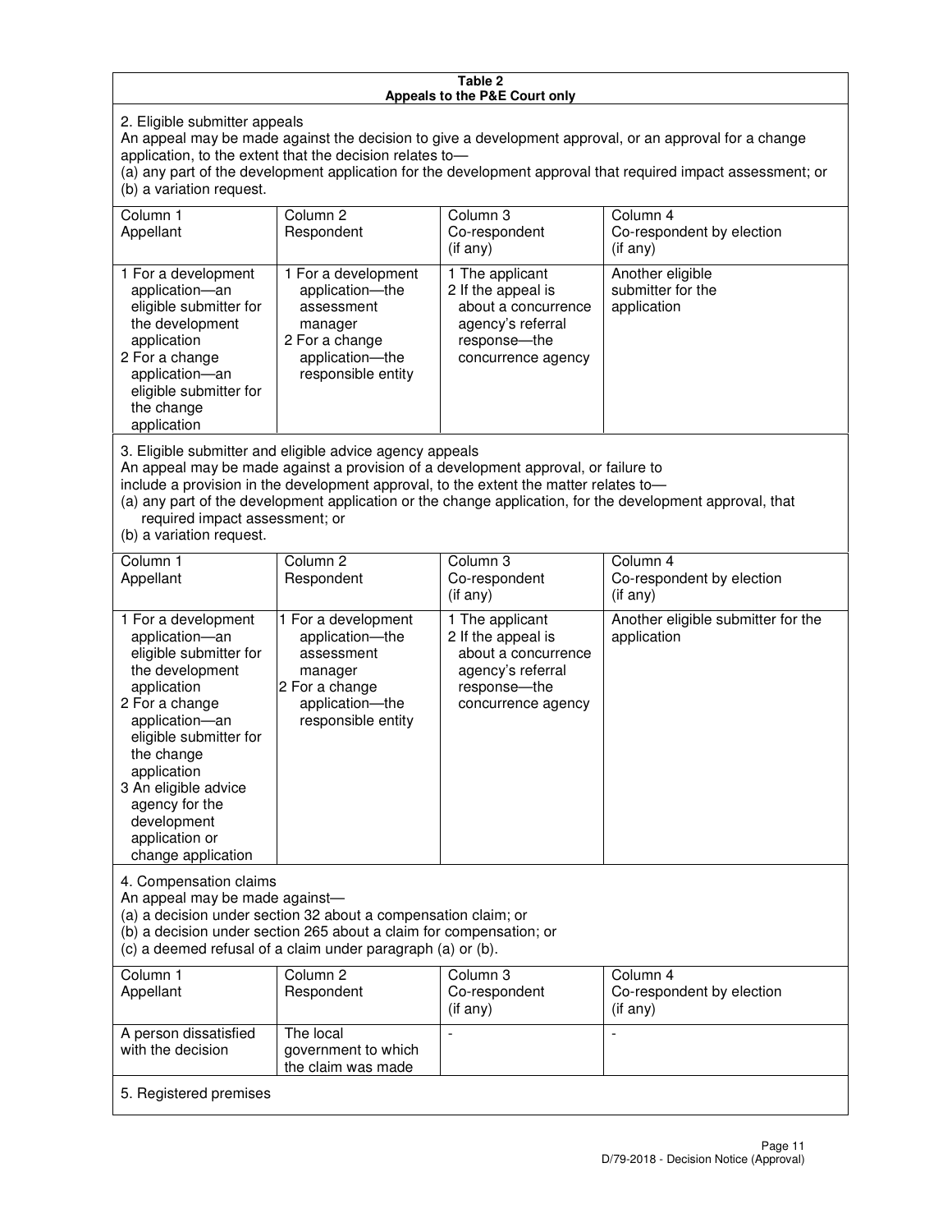**Table 2**
**Appeals to the P&E Court only**

2. Eligible submitter appeals
An appeal may be made against the decision to give a development approval, or an approval for a change application, to the extent that the decision relates to—
(a) any part of the development application for the development approval that required impact assessment; or
(b) a variation request.

| Column 1<br>Appellant | Column 2<br>Respondent | Column 3<br>Co-respondent<br>(if any) | Column 4<br>Co-respondent by election<br>(if any) |
|---|---|---|---|
| 1 For a development application—an eligible submitter for the development application<br>2 For a change application—an eligible submitter for the change application | 1 For a development application—the assessment manager<br>2 For a change application—the responsible entity | 1 The applicant<br>2 If the appeal is about a concurrence agency's referral response—the concurrence agency | Another eligible submitter for the application |

3. Eligible submitter and eligible advice agency appeals
An appeal may be made against a provision of a development approval, or failure to include a provision in the development approval, to the extent the matter relates to—
(a) any part of the development application or the change application, for the development approval, that required impact assessment; or
(b) a variation request.

| Column 1<br>Appellant | Column 2<br>Respondent | Column 3<br>Co-respondent<br>(if any) | Column 4<br>Co-respondent by election<br>(if any) |
|---|---|---|---|
| 1 For a development application—an eligible submitter for the development application<br>2 For a change application—an eligible submitter for the change application<br>3 An eligible advice agency for the development application or change application | 1 For a development application—the assessment manager<br>2 For a change application—the responsible entity | 1 The applicant<br>2 If the appeal is about a concurrence agency's referral response—the concurrence agency | Another eligible submitter for the application |

4. Compensation claims
An appeal may be made against—
(a) a decision under section 32 about a compensation claim; or
(b) a decision under section 265 about a claim for compensation; or
(c) a deemed refusal of a claim under paragraph (a) or (b).

| Column 1<br>Appellant | Column 2<br>Respondent | Column 3<br>Co-respondent<br>(if any) | Column 4<br>Co-respondent by election<br>(if any) |
|---|---|---|---|
| A person dissatisfied with the decision | The local government to which the claim was made | - | - |

5. Registered premises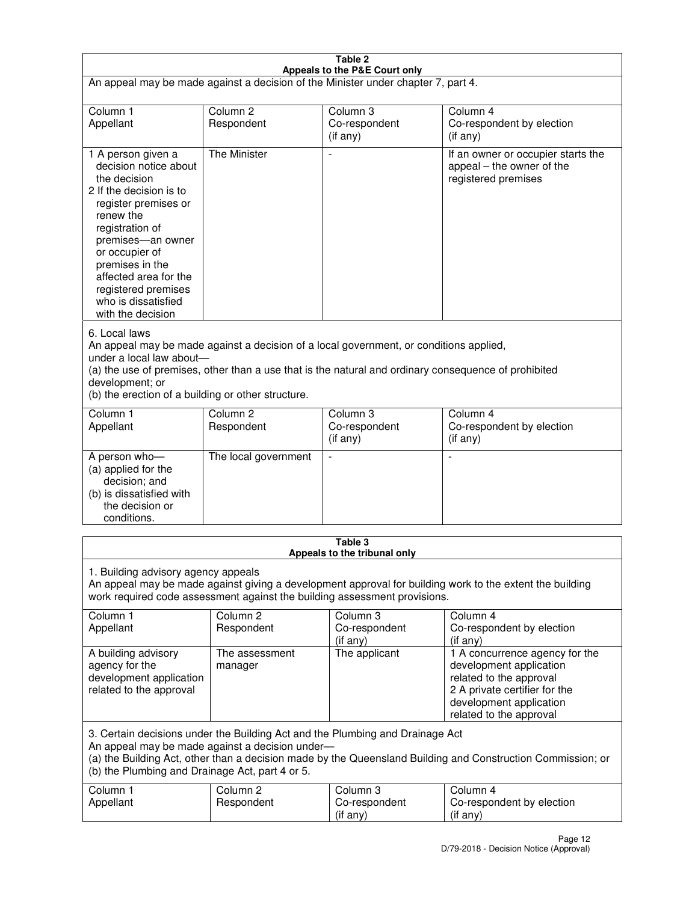**Table 2**
**Appeals to the P&E Court only**

An appeal may be made against a decision of the Minister under chapter 7, part 4.

| Column 1<br>Appellant | Column 2<br>Respondent | Column 3<br>Co-respondent<br>(if any) | Column 4<br>Co-respondent by election<br>(if any) |
|---|---|---|---|
| 1 A person given a decision notice about the decision<br>2 If the decision is to register premises or renew the registration of premises—an owner or occupier of premises in the affected area for the registered premises who is dissatisfied with the decision | The Minister | - | If an owner or occupier starts the appeal – the owner of the registered premises |

6. Local laws

An appeal may be made against a decision of a local government, or conditions applied, under a local law about—

(a) the use of premises, other than a use that is the natural and ordinary consequence of prohibited development; or

(b) the erection of a building or other structure.

| Column 1<br>Appellant | Column 2<br>Respondent | Column 3<br>Co-respondent<br>(if any) | Column 4<br>Co-respondent by election<br>(if any) |
|---|---|---|---|
| A person who—<br>(a) applied for the decision; and<br>(b) is dissatisfied with the decision or conditions. | The local government | - | - |

**Table 3**
**Appeals to the tribunal only**

1. Building advisory agency appeals

An appeal may be made against giving a development approval for building work to the extent the building work required code assessment against the building assessment provisions.

| Column 1<br>Appellant | Column 2<br>Respondent | Column 3<br>Co-respondent<br>(if any) | Column 4<br>Co-respondent by election<br>(if any) |
|---|---|---|---|
| A building advisory agency for the development application related to the approval | The assessment manager | The applicant | 1 A concurrence agency for the development application related to the approval<br>2 A private certifier for the development application related to the approval |

3. Certain decisions under the Building Act and the Plumbing and Drainage Act

An appeal may be made against a decision under—

(a) the Building Act, other than a decision made by the Queensland Building and Construction Commission; or

(b) the Plumbing and Drainage Act, part 4 or 5.

| Column 1<br>Appellant | Column 2<br>Respondent | Column 3<br>Co-respondent<br>(if any) | Column 4<br>Co-respondent by election<br>(if any) |
|---|---|---|---|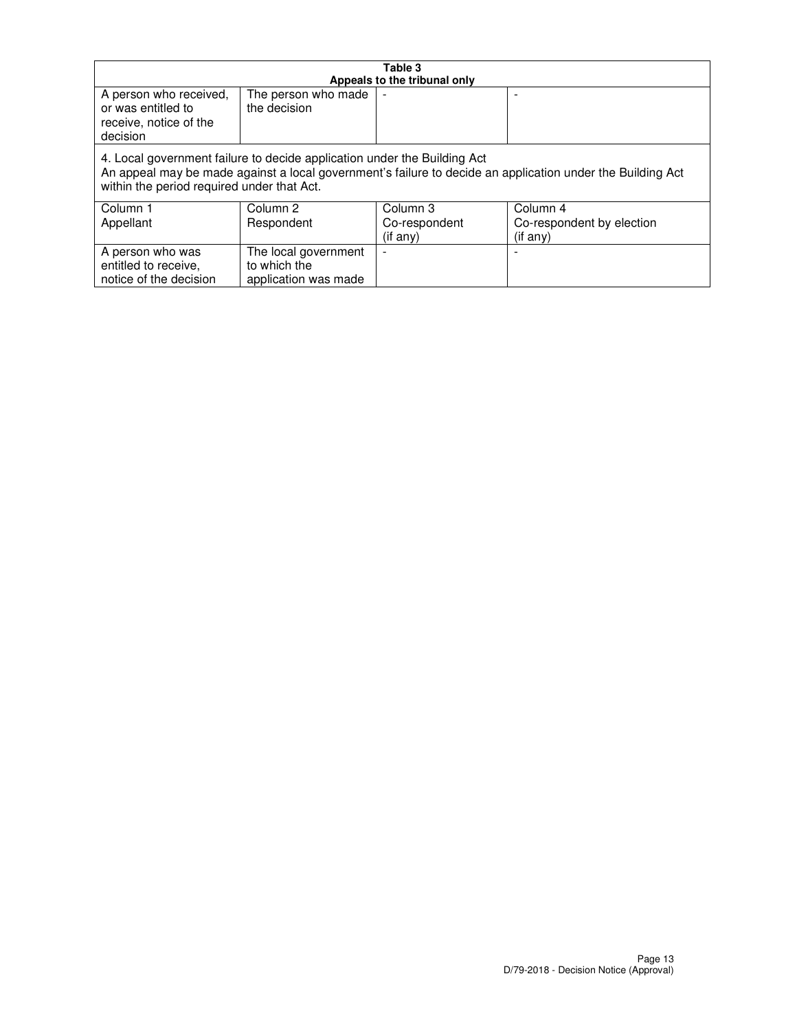| Table 3<br>Appeals to the tribunal only | | | |
|---|---|---|---|
| A person who received, or was entitled to receive, notice of the decision | The person who made the decision | - | - |
| 4. Local government failure to decide application under the Building Act<br>An appeal may be made against a local government's failure to decide an application under the Building Act within the period required under that Act. | | | |
| Column 1<br>Appellant | Column 2<br>Respondent | Column 3<br>Co-respondent<br>(if any) | Column 4<br>Co-respondent by election<br>(if any) |
| A person who was entitled to receive, notice of the decision | The local government to which the application was made | - | - |